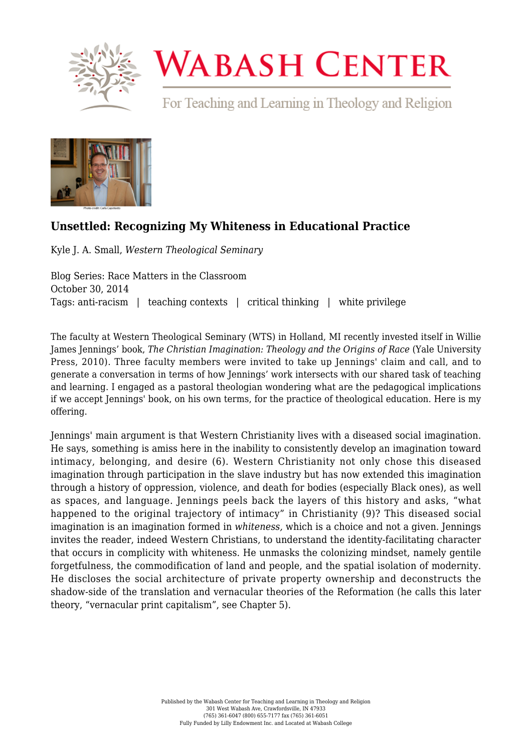# Unsettled: Recognizing My Whiteness in Educational Practice

Kyle J. A. Small, *Western Theological Seminary*

Blog Series: Race Matters in the Classroom
October 30, 2014
Tags: anti-racism | teaching contexts | critical thinking | white privilege

The faculty at Western Theological Seminary (WTS) in Holland, MI recently invested itself in Willie James Jennings' book, *The Christian Imagination: Theology and the Origins of Race* (Yale University Press, 2010). Three faculty members were invited to take up Jennings' claim and call, and to generate a conversation in terms of how Jennings' work intersects with our shared task of teaching and learning. I engaged as a pastoral theologian wondering what are the pedagogical implications if we accept Jennings' book, on his own terms, for the practice of theological education. Here is my offering.

Jennings' main argument is that Western Christianity lives with a diseased social imagination. He says, something is amiss here in the inability to consistently develop an imagination toward intimacy, belonging, and desire (6). Western Christianity not only chose this diseased imagination through participation in the slave industry but has now extended this imagination through a history of oppression, violence, and death for bodies (especially Black ones), as well as spaces, and language. Jennings peels back the layers of this history and asks, "what happened to the original trajectory of intimacy" in Christianity (9)? This diseased social imagination is an imagination formed in *whiteness,* which is a choice and not a given. Jennings invites the reader, indeed Western Christians, to understand the identity-facilitating character that occurs in complicity with whiteness. He unmasks the colonizing mindset, namely gentile forgetfulness, the commodification of land and people, and the spatial isolation of modernity. He discloses the social architecture of private property ownership and deconstructs the shadow-side of the translation and vernacular theories of the Reformation (he calls this later theory, "vernacular print capitalism", see Chapter 5).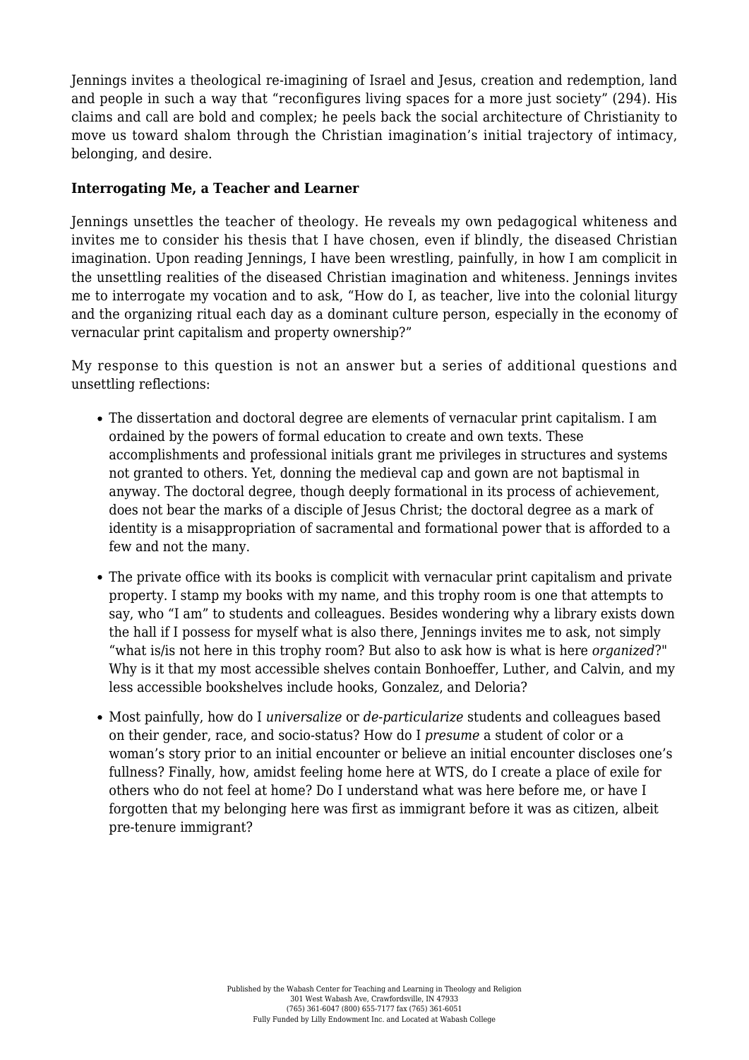Jennings invites a theological re-imagining of Israel and Jesus, creation and redemption, land and people in such a way that "reconfigures living spaces for a more just society" (294). His claims and call are bold and complex; he peels back the social architecture of Christianity to move us toward shalom through the Christian imagination's initial trajectory of intimacy, belonging, and desire.

**Interrogating Me, a Teacher and Learner**

Jennings unsettles the teacher of theology. He reveals my own pedagogical whiteness and invites me to consider his thesis that I have chosen, even if blindly, the diseased Christian imagination. Upon reading Jennings, I have been wrestling, painfully, in how I am complicit in the unsettling realities of the diseased Christian imagination and whiteness. Jennings invites me to interrogate my vocation and to ask, "How do I, as teacher, live into the colonial liturgy and the organizing ritual each day as a dominant culture person, especially in the economy of vernacular print capitalism and property ownership?"

My response to this question is not an answer but a series of additional questions and unsettling reflections:

- The dissertation and doctoral degree are elements of vernacular print capitalism. I am ordained by the powers of formal education to create and own texts. These accomplishments and professional initials grant me privileges in structures and systems not granted to others. Yet, donning the medieval cap and gown are not baptismal in anyway. The doctoral degree, though deeply formational in its process of achievement, does not bear the marks of a disciple of Jesus Christ; the doctoral degree as a mark of identity is a misappropriation of sacramental and formational power that is afforded to a few and not the many.
- The private office with its books is complicit with vernacular print capitalism and private property. I stamp my books with my name, and this trophy room is one that attempts to say, who "I am" to students and colleagues. Besides wondering why a library exists down the hall if I possess for myself what is also there, Jennings invites me to ask, not simply "what is/is not here in this trophy room? But also to ask how is what is here *organized*?" Why is it that my most accessible shelves contain Bonhoeffer, Luther, and Calvin, and my less accessible bookshelves include hooks, Gonzalez, and Deloria?
- Most painfully, how do I *universalize* or *de-particularize* students and colleagues based on their gender, race, and socio-status? How do I *presume* a student of color or a woman's story prior to an initial encounter or believe an initial encounter discloses one's fullness? Finally, how, amidst feeling home here at WTS, do I create a place of exile for others who do not feel at home? Do I understand what was here before me, or have I forgotten that my belonging here was first as immigrant before it was as citizen, albeit pre-tenure immigrant?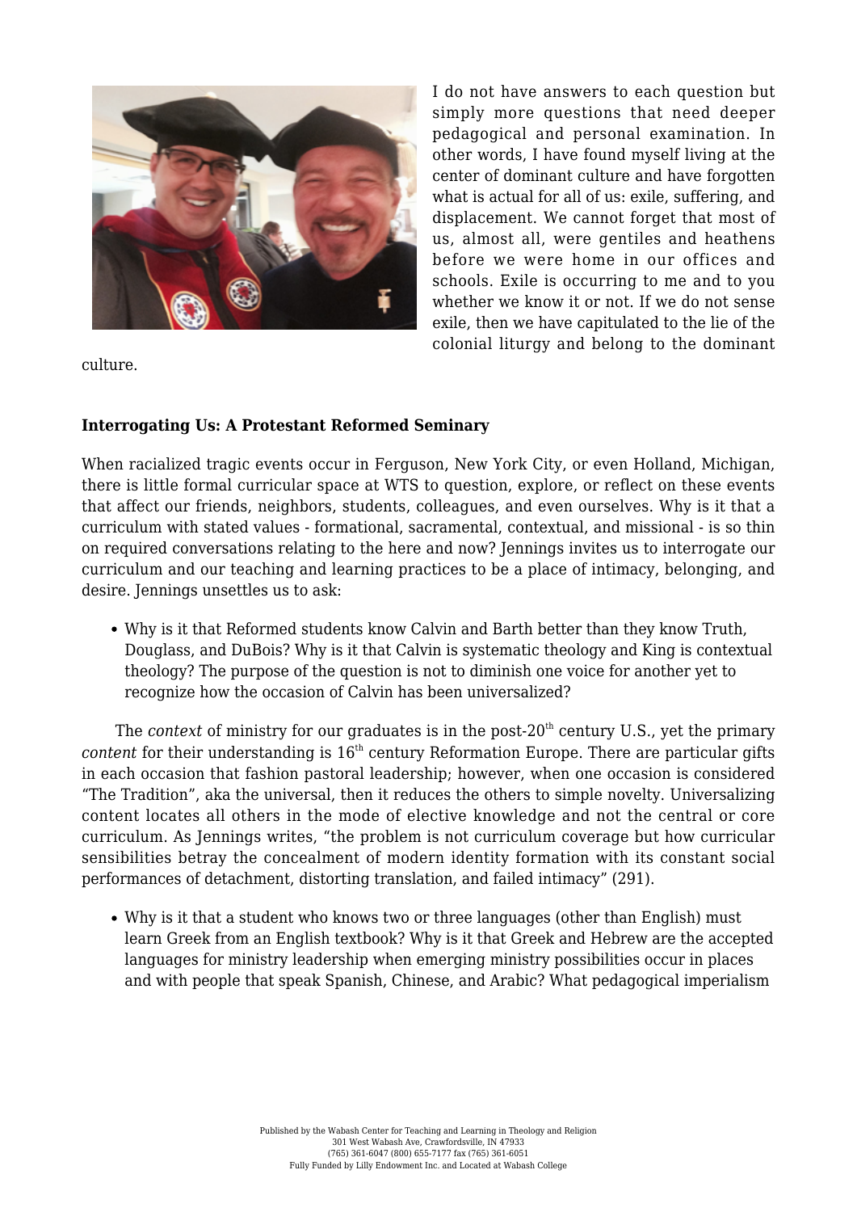I do not have answers to each question but simply more questions that need deeper pedagogical and personal examination. In other words, I have found myself living at the center of dominant culture and have forgotten what is actual for all of us: exile, suffering, and displacement. We cannot forget that most of us, almost all, were gentiles and heathens before we were home in our offices and schools. Exile is occurring to me and to you whether we know it or not. If we do not sense exile, then we have capitulated to the lie of the colonial liturgy and belong to the dominant culture.

**Interrogating Us: A Protestant Reformed Seminary**

When racialized tragic events occur in Ferguson, New York City, or even Holland, Michigan, there is little formal curricular space at WTS to question, explore, or reflect on these events that affect our friends, neighbors, students, colleagues, and even ourselves. Why is it that a curriculum with stated values - formational, sacramental, contextual, and missional - is so thin on required conversations relating to the here and now? Jennings invites us to interrogate our curriculum and our teaching and learning practices to be a place of intimacy, belonging, and desire. Jennings unsettles us to ask:

- Why is it that Reformed students know Calvin and Barth better than they know Truth, Douglass, and DuBois? Why is it that Calvin is systematic theology and King is contextual theology? The purpose of the question is not to diminish one voice for another yet to recognize how the occasion of Calvin has been universalized?

The *context* of ministry for our graduates is in the post-20th century U.S., yet the primary *content* for their understanding is 16th century Reformation Europe. There are particular gifts in each occasion that fashion pastoral leadership; however, when one occasion is considered "The Tradition", aka the universal, then it reduces the others to simple novelty. Universalizing content locates all others in the mode of elective knowledge and not the central or core curriculum. As Jennings writes, "the problem is not curriculum coverage but how curricular sensibilities betray the concealment of modern identity formation with its constant social performances of detachment, distorting translation, and failed intimacy" (291).

- Why is it that a student who knows two or three languages (other than English) must learn Greek from an English textbook? Why is it that Greek and Hebrew are the accepted languages for ministry leadership when emerging ministry possibilities occur in places and with people that speak Spanish, Chinese, and Arabic? What pedagogical imperialism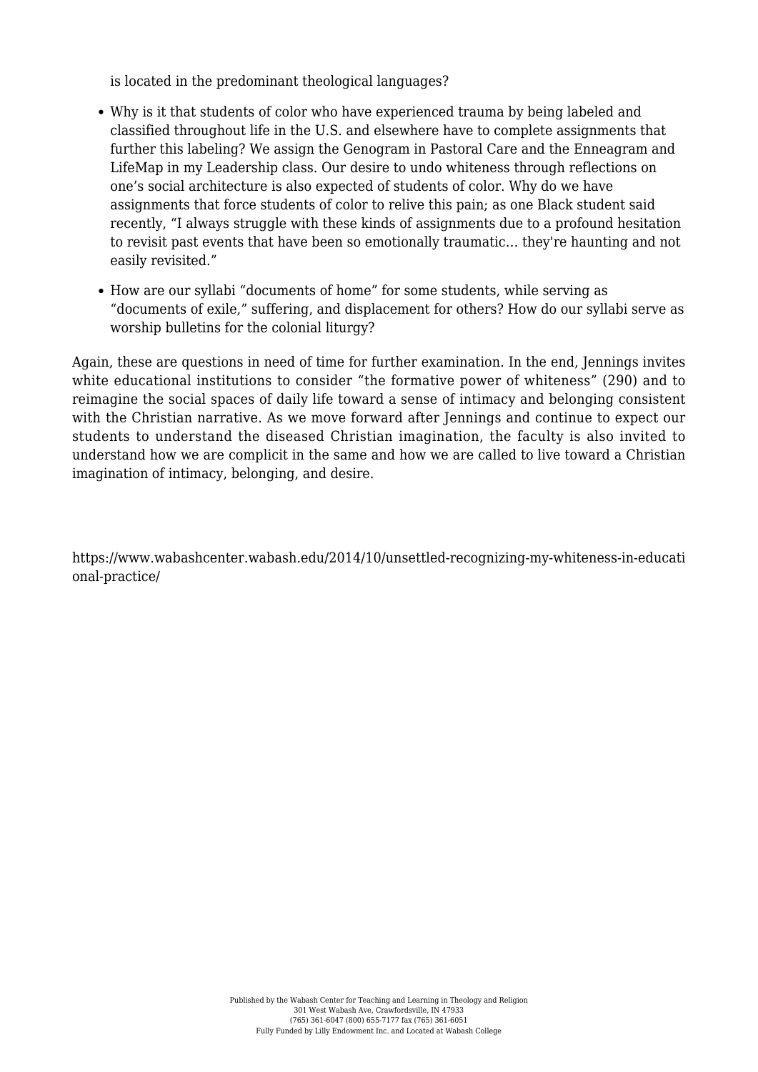is located in the predominant theological languages?

- Why is it that students of color who have experienced trauma by being labeled and classified throughout life in the U.S. and elsewhere have to complete assignments that further this labeling? We assign the Genogram in Pastoral Care and the Enneagram and LifeMap in my Leadership class. Our desire to undo whiteness through reflections on one's social architecture is also expected of students of color. Why do we have assignments that force students of color to relive this pain; as one Black student said recently, "I always struggle with these kinds of assignments due to a profound hesitation to revisit past events that have been so emotionally traumatic… they're haunting and not easily revisited."
- How are our syllabi "documents of home" for some students, while serving as "documents of exile," suffering, and displacement for others? How do our syllabi serve as worship bulletins for the colonial liturgy?

Again, these are questions in need of time for further examination. In the end, Jennings invites white educational institutions to consider "the formative power of whiteness" (290) and to reimagine the social spaces of daily life toward a sense of intimacy and belonging consistent with the Christian narrative. As we move forward after Jennings and continue to expect our students to understand the diseased Christian imagination, the faculty is also invited to understand how we are complicit in the same and how we are called to live toward a Christian imagination of intimacy, belonging, and desire.

https://www.wabashcenter.wabash.edu/2014/10/unsettled-recognizing-my-whiteness-in-educational-practice/